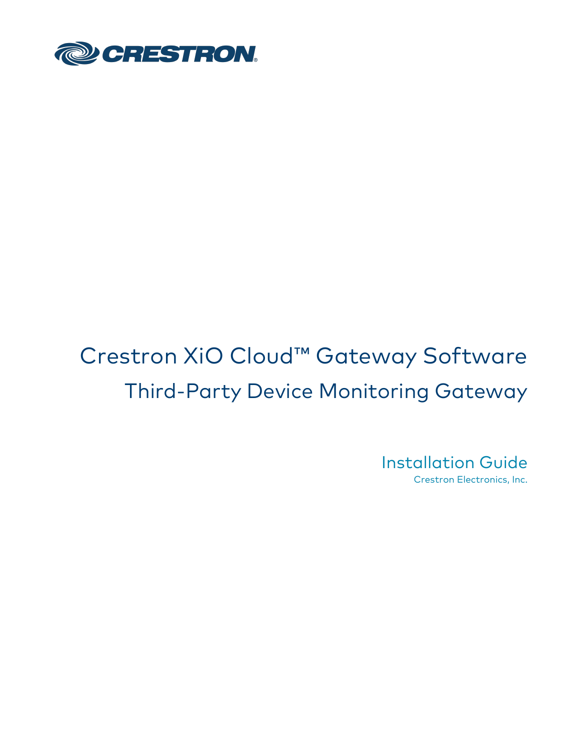# Crestron XiO Cloud™ Gateway Software

## Third-Party Device Monitoring Gateway

### Installation Guide

Crestron Electronics, Inc.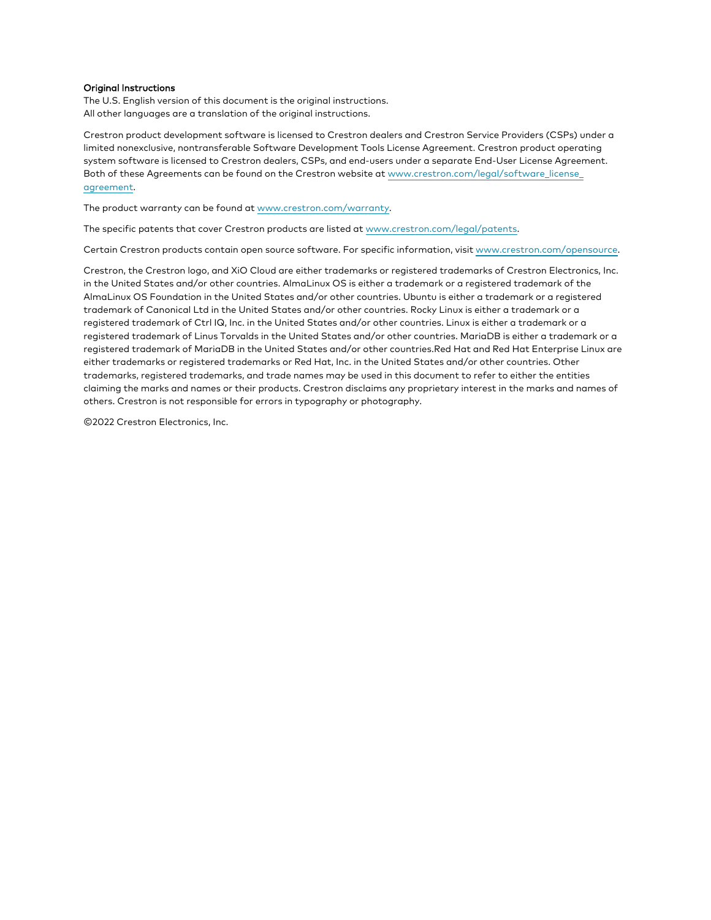**Original Instructions**

The U.S. English version of this document is the original instructions.
All other languages are a translation of the original instructions.

Crestron product development software is licensed to Crestron dealers and Crestron Service Providers (CSPs) under a limited nonexclusive, nontransferable Software Development Tools License Agreement. Crestron product operating system software is licensed to Crestron dealers, CSPs, and end-users under a separate End-User License Agreement. Both of these Agreements can be found on the Crestron website at [www.crestron.com/legal/software_license_agreement](http://www.crestron.com/legal/software_license_agreement).

The product warranty can be found at [www.crestron.com/warranty](http://www.crestron.com/warranty).

The specific patents that cover Crestron products are listed at [www.crestron.com/legal/patents](http://www.crestron.com/legal/patents).

Certain Crestron products contain open source software. For specific information, visit [www.crestron.com/opensource](http://www.crestron.com/opensource).

Crestron, the Crestron logo, and XiO Cloud are either trademarks or registered trademarks of Crestron Electronics, Inc. in the United States and/or other countries. AlmaLinux OS is either a trademark or a registered trademark of the AlmaLinux OS Foundation in the United States and/or other countries. Ubuntu is either a trademark or a registered trademark of Canonical Ltd in the United States and/or other countries. Rocky Linux is either a trademark or a registered trademark of Ctrl IQ, Inc. in the United States and/or other countries. Linux is either a trademark or a registered trademark of Linus Torvalds in the United States and/or other countries. MariaDB is either a trademark or a registered trademark of MariaDB in the United States and/or other countries.Red Hat and Red Hat Enterprise Linux are either trademarks or registered trademarks or Red Hat, Inc. in the United States and/or other countries. Other trademarks, registered trademarks, and trade names may be used in this document to refer to either the entities claiming the marks and names or their products. Crestron disclaims any proprietary interest in the marks and names of others. Crestron is not responsible for errors in typography or photography.

©2022 Crestron Electronics, Inc.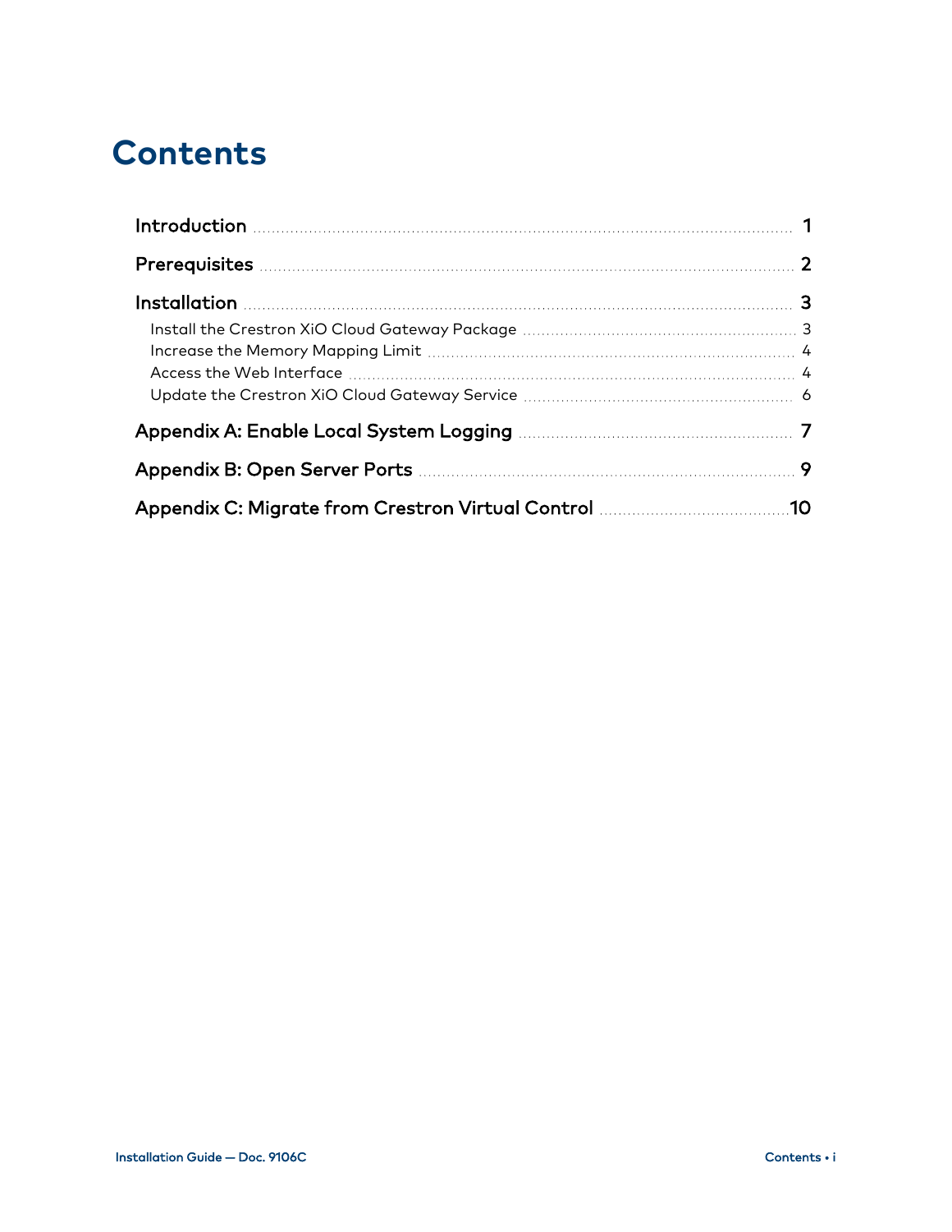# Contents

- Introduction 1
- Prerequisites 2
- Installation 3
  - Install the Crestron XiO Cloud Gateway Package 3
  - Increase the Memory Mapping Limit 4
  - Access the Web Interface 4
  - Update the Crestron XiO Cloud Gateway Service 6
- Appendix A: Enable Local System Logging 7
- Appendix B: Open Server Ports 9
- Appendix C: Migrate from Crestron Virtual Control 10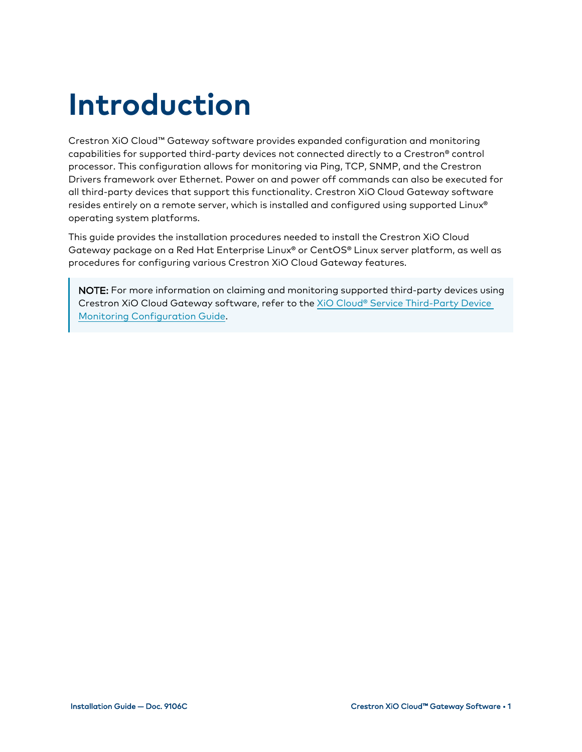# Introduction

Crestron XiO Cloud™ Gateway software provides expanded configuration and monitoring capabilities for supported third-party devices not connected directly to a Crestron® control processor. This configuration allows for monitoring via Ping, TCP, SNMP, and the Crestron Drivers framework over Ethernet. Power on and power off commands can also be executed for all third-party devices that support this functionality. Crestron XiO Cloud Gateway software resides entirely on a remote server, which is installed and configured using supported Linux® operating system platforms.

This guide provides the installation procedures needed to install the Crestron XiO Cloud Gateway package on a Red Hat Enterprise Linux® or CentOS® Linux server platform, as well as procedures for configuring various Crestron XiO Cloud Gateway features.

> **NOTE:** For more information on claiming and monitoring supported third-party devices using Crestron XiO Cloud Gateway software, refer to the XiO Cloud® Service Third-Party Device Monitoring Configuration Guide.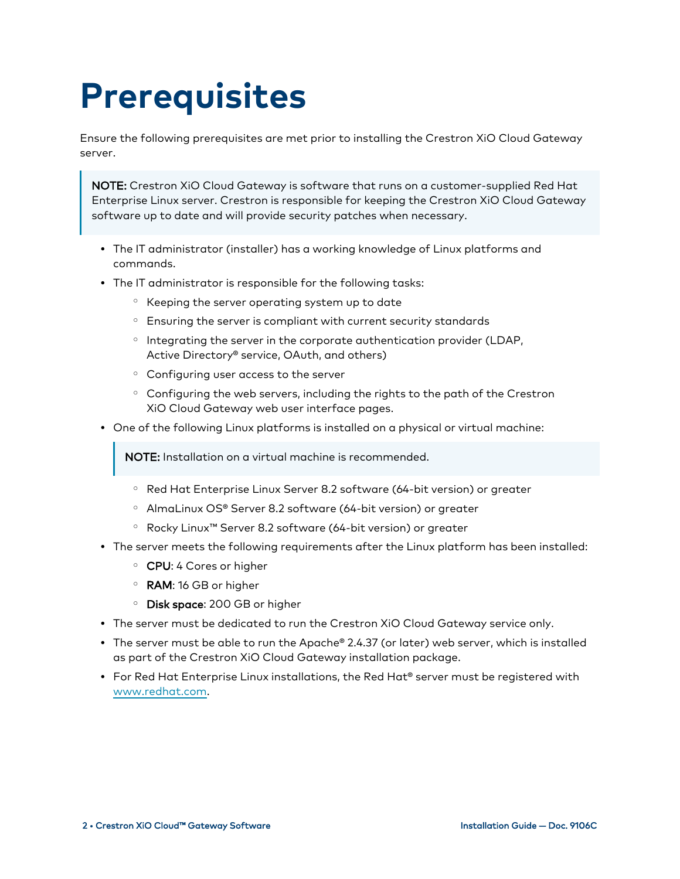# Prerequisites

Ensure the following prerequisites are met prior to installing the Crestron XiO Cloud Gateway server.

> **NOTE:** Crestron XiO Cloud Gateway is software that runs on a customer-supplied Red Hat Enterprise Linux server. Crestron is responsible for keeping the Crestron XiO Cloud Gateway software up to date and will provide security patches when necessary.

- The IT administrator (installer) has a working knowledge of Linux platforms and commands.
- The IT administrator is responsible for the following tasks:
  - Keeping the server operating system up to date
  - Ensuring the server is compliant with current security standards
  - Integrating the server in the corporate authentication provider (LDAP, Active Directory® service, OAuth, and others)
  - Configuring user access to the server
  - Configuring the web servers, including the rights to the path of the Crestron XiO Cloud Gateway web user interface pages.
- One of the following Linux platforms is installed on a physical or virtual machine:

  > **NOTE:** Installation on a virtual machine is recommended.

  - Red Hat Enterprise Linux Server 8.2 software (64-bit version) or greater
  - AlmaLinux OS® Server 8.2 software (64-bit version) or greater
  - Rocky Linux™ Server 8.2 software (64-bit version) or greater
- The server meets the following requirements after the Linux platform has been installed:
  - **CPU**: 4 Cores or higher
  - **RAM**: 16 GB or higher
  - **Disk space**: 200 GB or higher
- The server must be dedicated to run the Crestron XiO Cloud Gateway service only.
- The server must be able to run the Apache® 2.4.37 (or later) web server, which is installed as part of the Crestron XiO Cloud Gateway installation package.
- For Red Hat Enterprise Linux installations, the Red Hat® server must be registered with [www.redhat.com](http://www.redhat.com).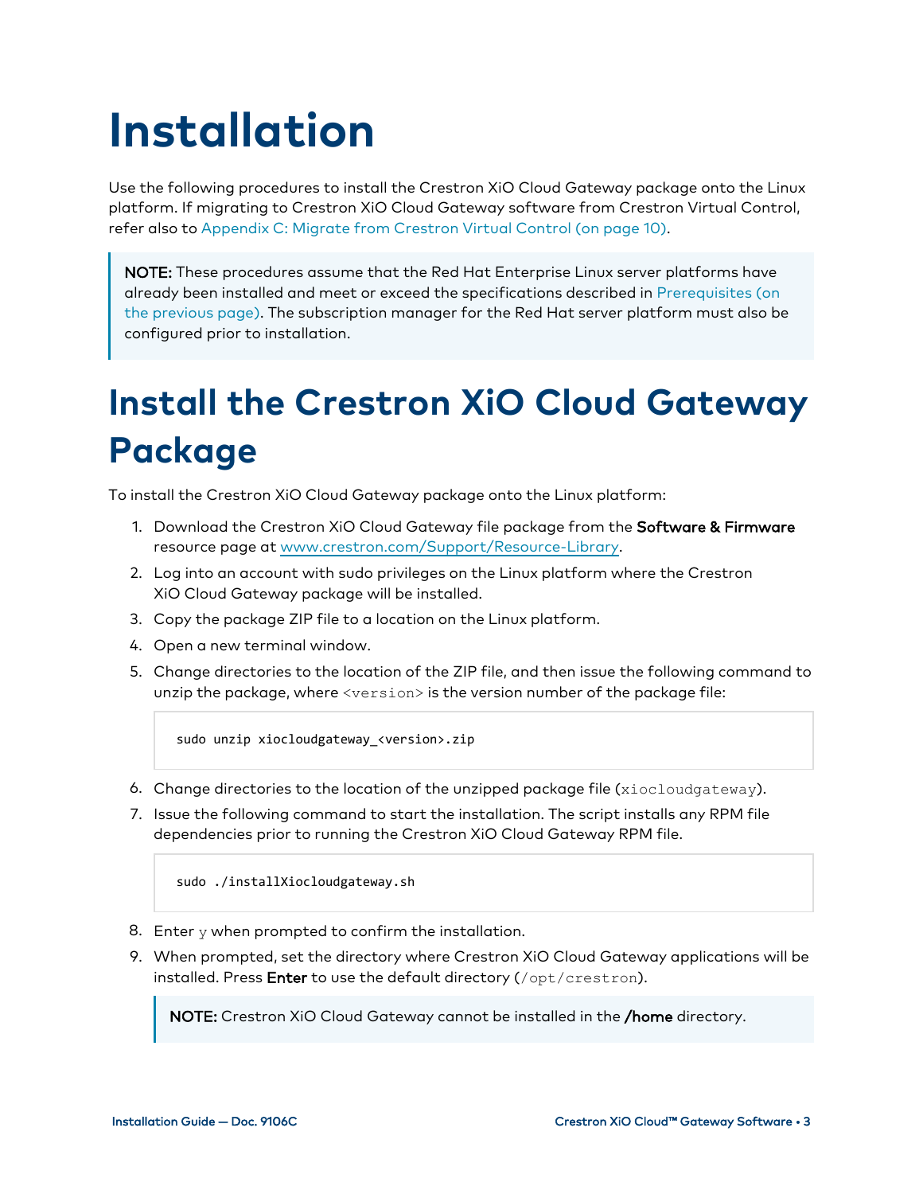# Installation

Use the following procedures to install the Crestron XiO Cloud Gateway package onto the Linux platform. If migrating to Crestron XiO Cloud Gateway software from Crestron Virtual Control, refer also to Appendix C: Migrate from Crestron Virtual Control (on page 10).

> **NOTE:** These procedures assume that the Red Hat Enterprise Linux server platforms have already been installed and meet or exceed the specifications described in Prerequisites (on the previous page). The subscription manager for the Red Hat server platform must also be configured prior to installation.

## Install the Crestron XiO Cloud Gateway Package

To install the Crestron XiO Cloud Gateway package onto the Linux platform:

1. Download the Crestron XiO Cloud Gateway file package from the **Software & Firmware** resource page at www.crestron.com/Support/Resource-Library.
2. Log into an account with sudo privileges on the Linux platform where the Crestron XiO Cloud Gateway package will be installed.
3. Copy the package ZIP file to a location on the Linux platform.
4. Open a new terminal window.
5. Change directories to the location of the ZIP file, and then issue the following command to unzip the package, where `<version>` is the version number of the package file:

   ```
   sudo unzip xiocloudgateway_<version>.zip
   ```

6. Change directories to the location of the unzipped package file (`xiocloudgateway`).
7. Issue the following command to start the installation. The script installs any RPM file dependencies prior to running the Crestron XiO Cloud Gateway RPM file.

   ```
   sudo ./installXiocloudgateway.sh
   ```

8. Enter `y` when prompted to confirm the installation.
9. When prompted, set the directory where Crestron XiO Cloud Gateway applications will be installed. Press **Enter** to use the default directory (`/opt/crestron`).

   > **NOTE:** Crestron XiO Cloud Gateway cannot be installed in the **/home** directory.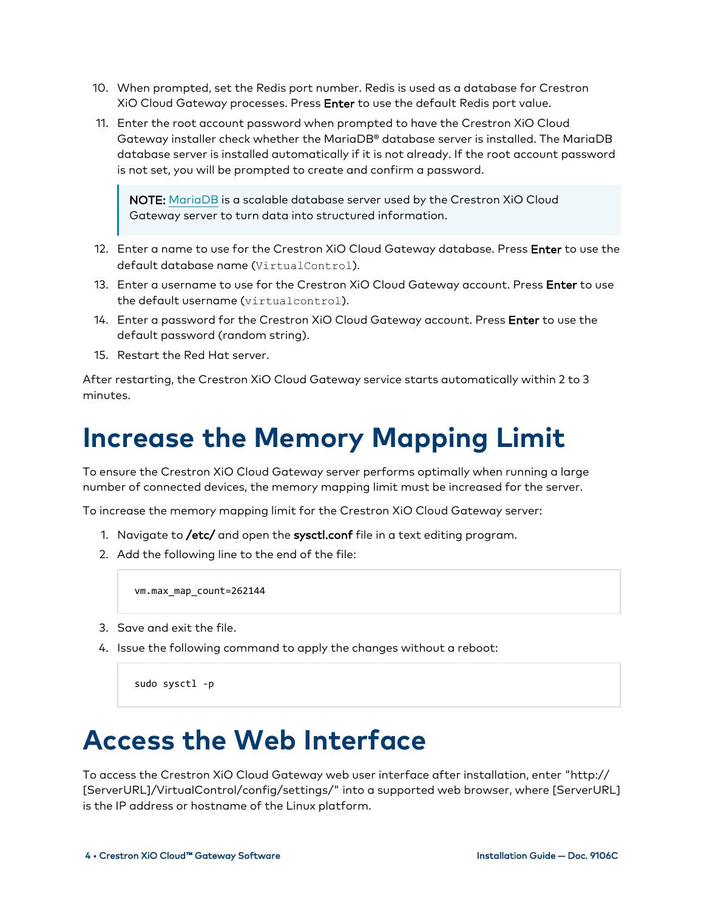10. When prompted, set the Redis port number. Redis is used as a database for Crestron XiO Cloud Gateway processes. Press **Enter** to use the default Redis port value.
11. Enter the root account password when prompted to have the Crestron XiO Cloud Gateway installer check whether the MariaDB® database server is installed. The MariaDB database server is installed automatically if it is not already. If the root account password is not set, you will be prompted to create and confirm a password.

> **NOTE:** MariaDB is a scalable database server used by the Crestron XiO Cloud Gateway server to turn data into structured information.

12. Enter a name to use for the Crestron XiO Cloud Gateway database. Press **Enter** to use the default database name (`VirtualControl`).
13. Enter a username to use for the Crestron XiO Cloud Gateway account. Press **Enter** to use the default username (`virtualcontrol`).
14. Enter a password for the Crestron XiO Cloud Gateway account. Press **Enter** to use the default password (random string).
15. Restart the Red Hat server.

After restarting, the Crestron XiO Cloud Gateway service starts automatically within 2 to 3 minutes.

# Increase the Memory Mapping Limit

To ensure the Crestron XiO Cloud Gateway server performs optimally when running a large number of connected devices, the memory mapping limit must be increased for the server.

To increase the memory mapping limit for the Crestron XiO Cloud Gateway server:

1. Navigate to **/etc/** and open the **sysctl.conf** file in a text editing program.
2. Add the following line to the end of the file:

```
vm.max_map_count=262144
```

3. Save and exit the file.
4. Issue the following command to apply the changes without a reboot:

```
sudo sysctl -p
```

# Access the Web Interface

To access the Crestron XiO Cloud Gateway web user interface after installation, enter "http://[ServerURL]/VirtualControl/config/settings/" into a supported web browser, where [ServerURL] is the IP address or hostname of the Linux platform.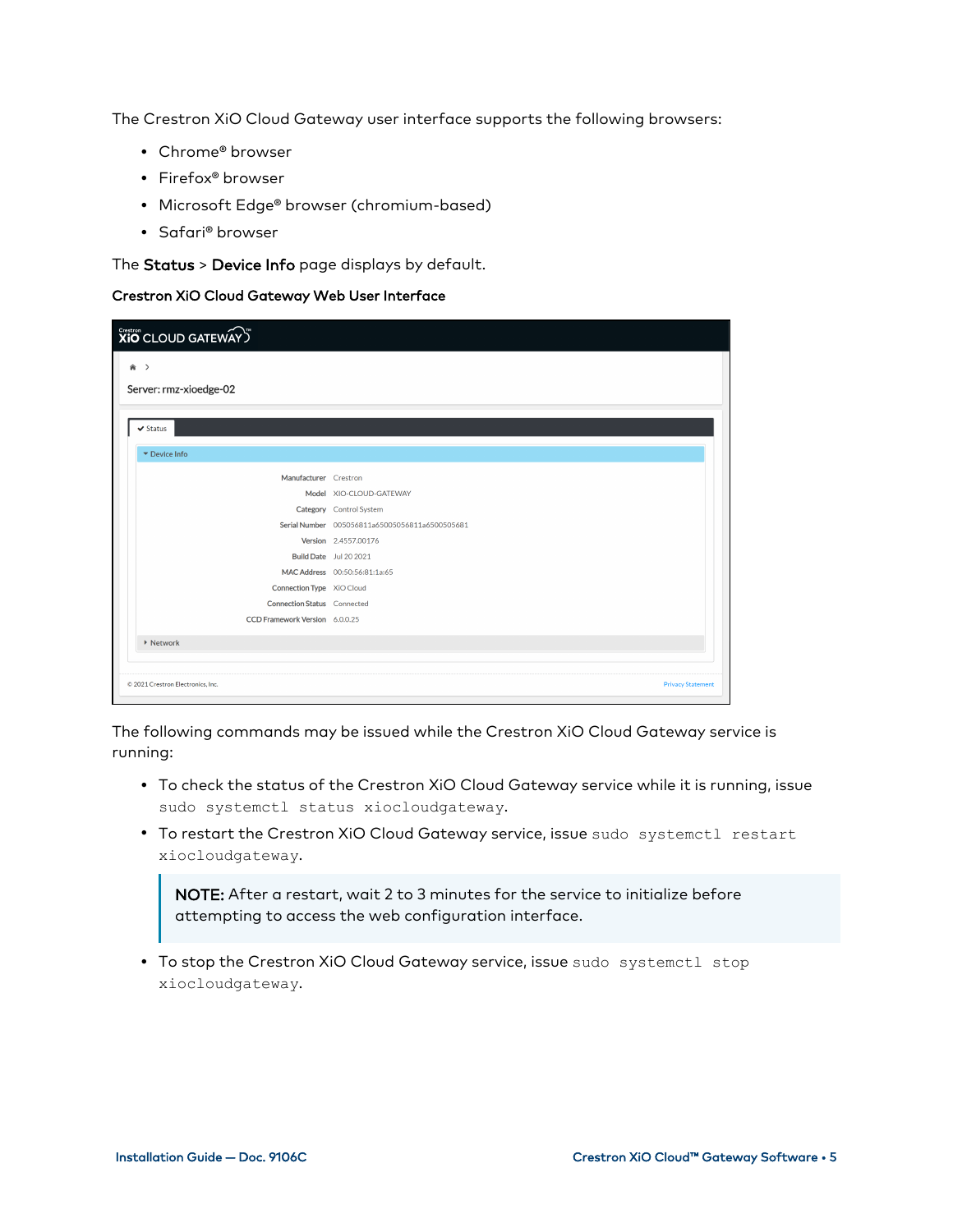The Crestron XiO Cloud Gateway user interface supports the following browsers:

- Chrome® browser
- Firefox® browser
- Microsoft Edge® browser (chromium-based)
- Safari® browser

The **Status** > **Device Info** page displays by default.

**Crestron XiO Cloud Gateway Web User Interface**

The following commands may be issued while the Crestron XiO Cloud Gateway service is running:

- To check the status of the Crestron XiO Cloud Gateway service while it is running, issue `sudo systemctl status xiocloudgateway`.
- To restart the Crestron XiO Cloud Gateway service, issue `sudo systemctl restart xiocloudgateway`.

> **NOTE:** After a restart, wait 2 to 3 minutes for the service to initialize before attempting to access the web configuration interface.

- To stop the Crestron XiO Cloud Gateway service, issue `sudo systemctl stop xiocloudgateway`.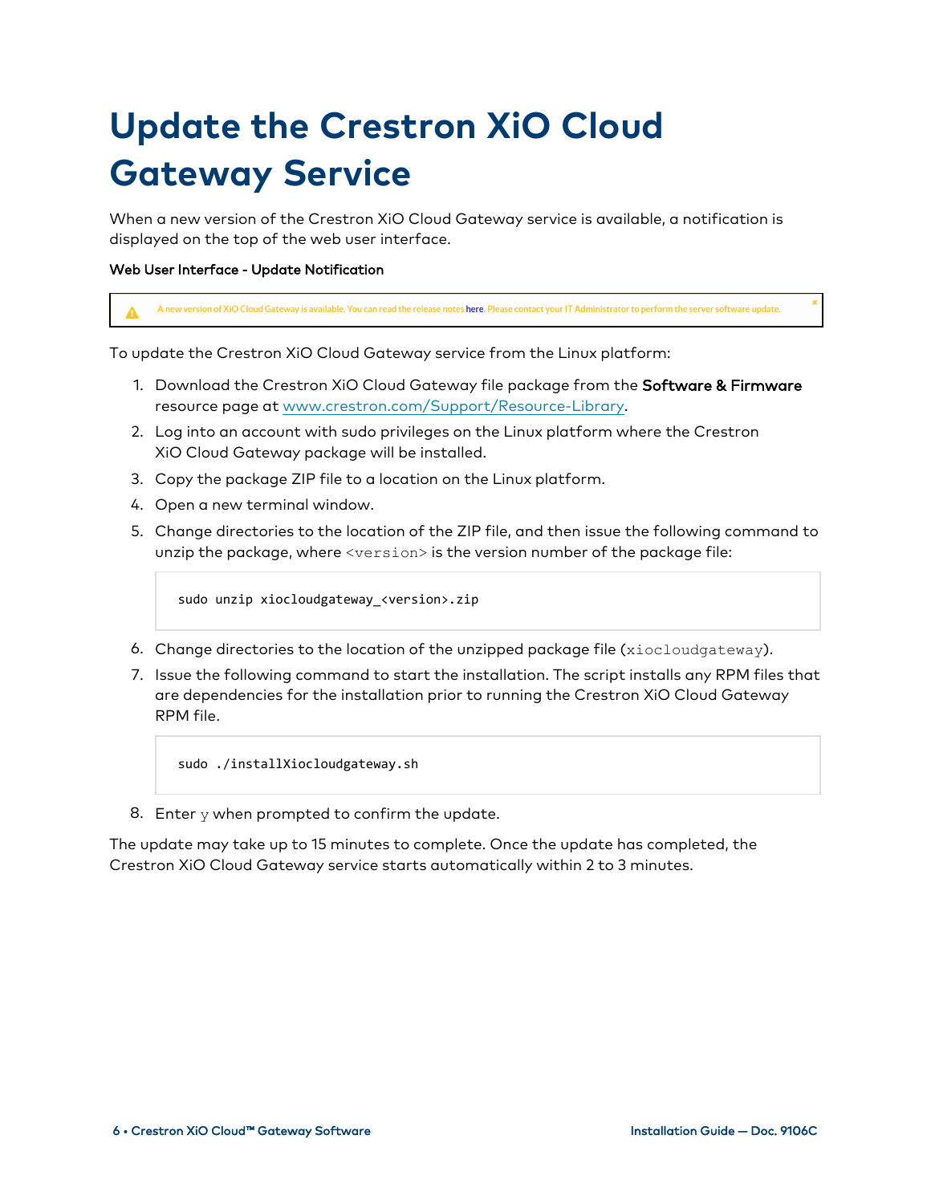# Update the Crestron XiO Cloud Gateway Service

When a new version of the Crestron XiO Cloud Gateway service is available, a notification is displayed on the top of the web user interface.

**Web User Interface - Update Notification**

> ⚠ A new version of XiO Cloud Gateway is available. You can read the release notes here. Please contact your IT Administrator to perform the server software update. ×

To update the Crestron XiO Cloud Gateway service from the Linux platform:

1. Download the Crestron XiO Cloud Gateway file package from the **Software & Firmware** resource page at [www.crestron.com/Support/Resource-Library](www.crestron.com/Support/Resource-Library).
2. Log into an account with sudo privileges on the Linux platform where the Crestron XiO Cloud Gateway package will be installed.
3. Copy the package ZIP file to a location on the Linux platform.
4. Open a new terminal window.
5. Change directories to the location of the ZIP file, and then issue the following command to unzip the package, where `<version>` is the version number of the package file:

   ```
   sudo unzip xiocloudgateway_<version>.zip
   ```

6. Change directories to the location of the unzipped package file (`xiocloudgateway`).
7. Issue the following command to start the installation. The script installs any RPM files that are dependencies for the installation prior to running the Crestron XiO Cloud Gateway RPM file.

   ```
   sudo ./installXiocloudgateway.sh
   ```

8. Enter `y` when prompted to confirm the update.

The update may take up to 15 minutes to complete. Once the update has completed, the Crestron XiO Cloud Gateway service starts automatically within 2 to 3 minutes.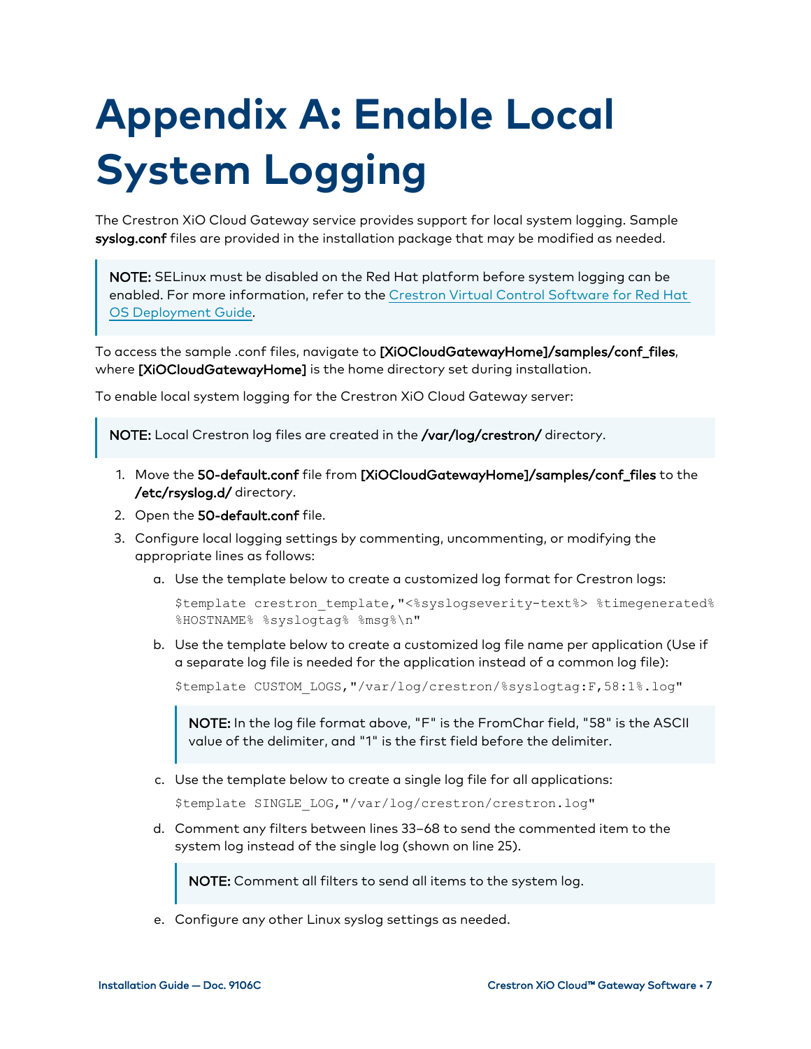# Appendix A: Enable Local System Logging

The Crestron XiO Cloud Gateway service provides support for local system logging. Sample **syslog.conf** files are provided in the installation package that may be modified as needed.

> **NOTE:** SELinux must be disabled on the Red Hat platform before system logging can be enabled. For more information, refer to the Crestron Virtual Control Software for Red Hat OS Deployment Guide.

To access the sample .conf files, navigate to **[XiOCloudGatewayHome]/samples/conf_files**, where **[XiOCloudGatewayHome]** is the home directory set during installation.

To enable local system logging for the Crestron XiO Cloud Gateway server:

> **NOTE:** Local Crestron log files are created in the **/var/log/crestron/** directory.

1. Move the **50-default.conf** file from **[XiOCloudGatewayHome]/samples/conf_files** to the **/etc/rsyslog.d/** directory.
2. Open the **50-default.conf** file.
3. Configure local logging settings by commenting, uncommenting, or modifying the appropriate lines as follows:
   a. Use the template below to create a customized log format for Crestron logs:

      ```
      $template crestron_template,"<%syslogseverity-text%> %timegenerated% %HOSTNAME% %syslogtag% %msg%\n"
      ```

   b. Use the template below to create a customized log file name per application (Use if a separate log file is needed for the application instead of a common log file):

      ```
      $template CUSTOM_LOGS,"/var/log/crestron/%syslogtag:F,58:1%.log"
      ```

      > **NOTE:** In the log file format above, "F" is the FromChar field, "58" is the ASCII value of the delimiter, and "1" is the first field before the delimiter.

   c. Use the template below to create a single log file for all applications:

      ```
      $template SINGLE_LOG,"/var/log/crestron/crestron.log"
      ```

   d. Comment any filters between lines 33–68 to send the commented item to the system log instead of the single log (shown on line 25).

      > **NOTE:** Comment all filters to send all items to the system log.

   e. Configure any other Linux syslog settings as needed.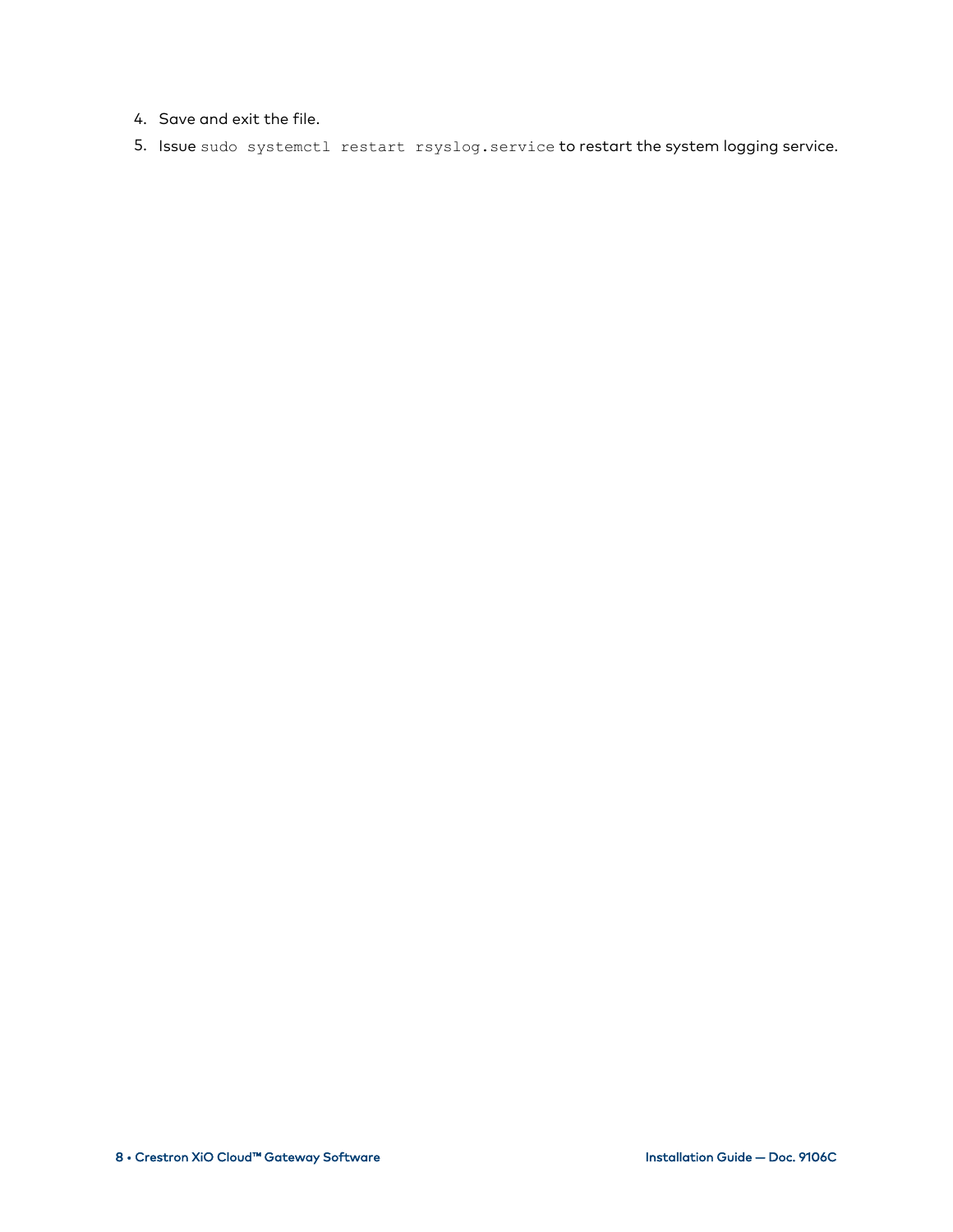4. Save and exit the file.
5. Issue `sudo systemctl restart rsyslog.service` to restart the system logging service.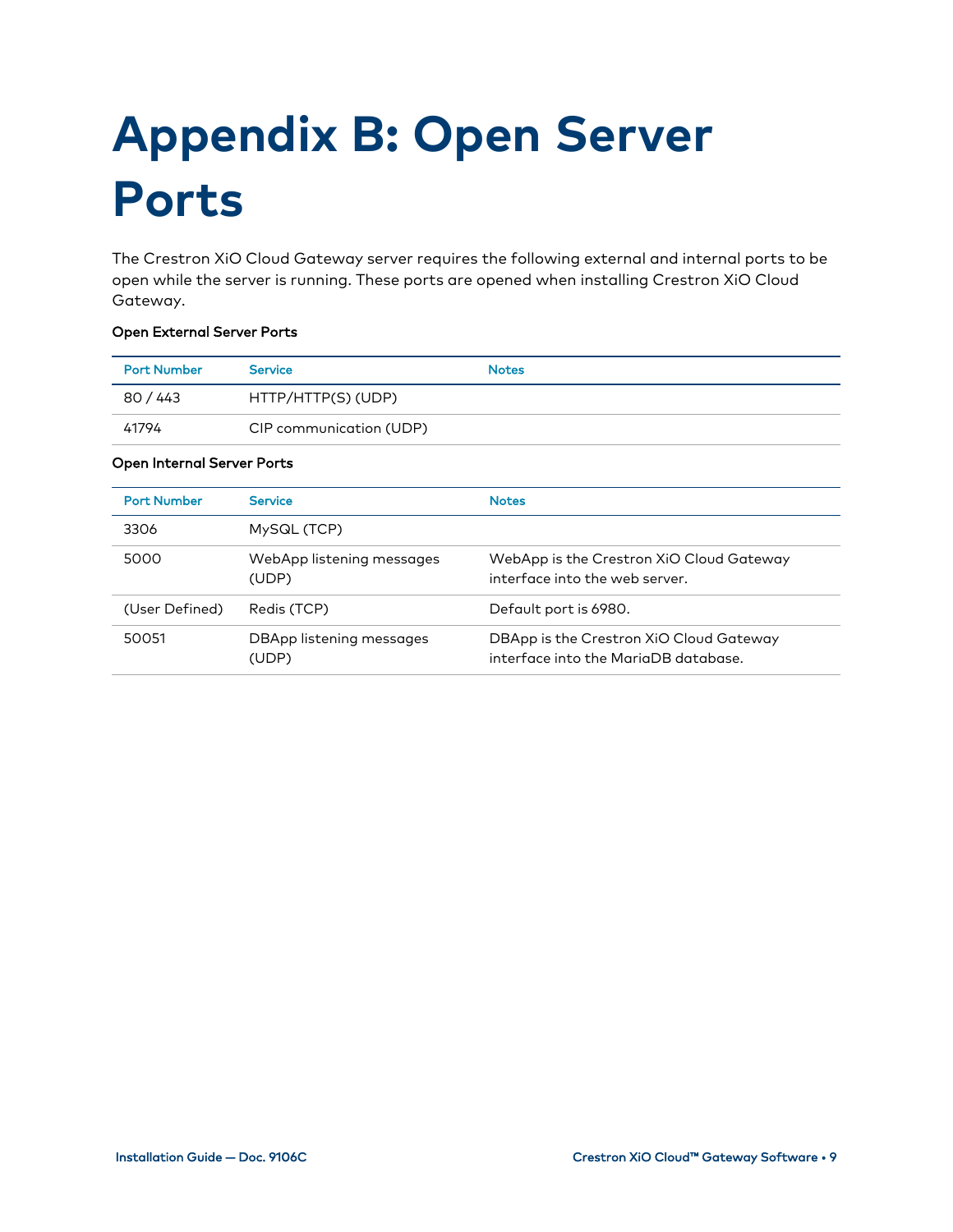# Appendix B: Open Server Ports

The Crestron XiO Cloud Gateway server requires the following external and internal ports to be open while the server is running. These ports are opened when installing Crestron XiO Cloud Gateway.

**Open External Server Ports**

| Port Number | Service | Notes |
|---|---|---|
| 80 / 443 | HTTP/HTTP(S) (UDP) | |
| 41794 | CIP communication (UDP) | |

**Open Internal Server Ports**

| Port Number | Service | Notes |
|---|---|---|
| 3306 | MySQL (TCP) | |
| 5000 | WebApp listening messages (UDP) | WebApp is the Crestron XiO Cloud Gateway interface into the web server. |
| (User Defined) | Redis (TCP) | Default port is 6980. |
| 50051 | DBApp listening messages (UDP) | DBApp is the Crestron XiO Cloud Gateway interface into the MariaDB database. |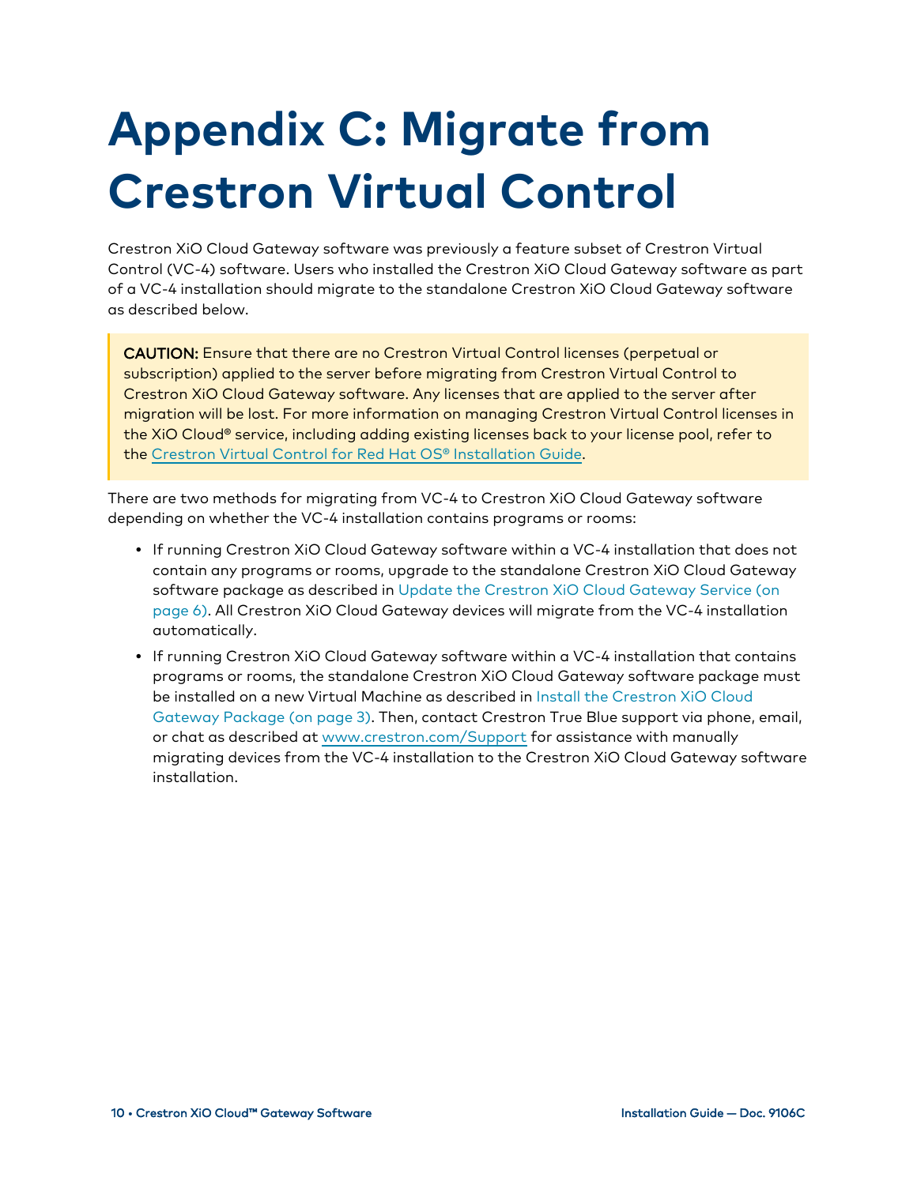# Appendix C: Migrate from Crestron Virtual Control

Crestron XiO Cloud Gateway software was previously a feature subset of Crestron Virtual Control (VC-4) software. Users who installed the Crestron XiO Cloud Gateway software as part of a VC-4 installation should migrate to the standalone Crestron XiO Cloud Gateway software as described below.

> **CAUTION:** Ensure that there are no Crestron Virtual Control licenses (perpetual or subscription) applied to the server before migrating from Crestron Virtual Control to Crestron XiO Cloud Gateway software. Any licenses that are applied to the server after migration will be lost. For more information on managing Crestron Virtual Control licenses in the XiO Cloud® service, including adding existing licenses back to your license pool, refer to the Crestron Virtual Control for Red Hat OS® Installation Guide.

There are two methods for migrating from VC-4 to Crestron XiO Cloud Gateway software depending on whether the VC-4 installation contains programs or rooms:

- If running Crestron XiO Cloud Gateway software within a VC-4 installation that does not contain any programs or rooms, upgrade to the standalone Crestron XiO Cloud Gateway software package as described in Update the Crestron XiO Cloud Gateway Service (on page 6). All Crestron XiO Cloud Gateway devices will migrate from the VC-4 installation automatically.
- If running Crestron XiO Cloud Gateway software within a VC-4 installation that contains programs or rooms, the standalone Crestron XiO Cloud Gateway software package must be installed on a new Virtual Machine as described in Install the Crestron XiO Cloud Gateway Package (on page 3). Then, contact Crestron True Blue support via phone, email, or chat as described at www.crestron.com/Support for assistance with manually migrating devices from the VC-4 installation to the Crestron XiO Cloud Gateway software installation.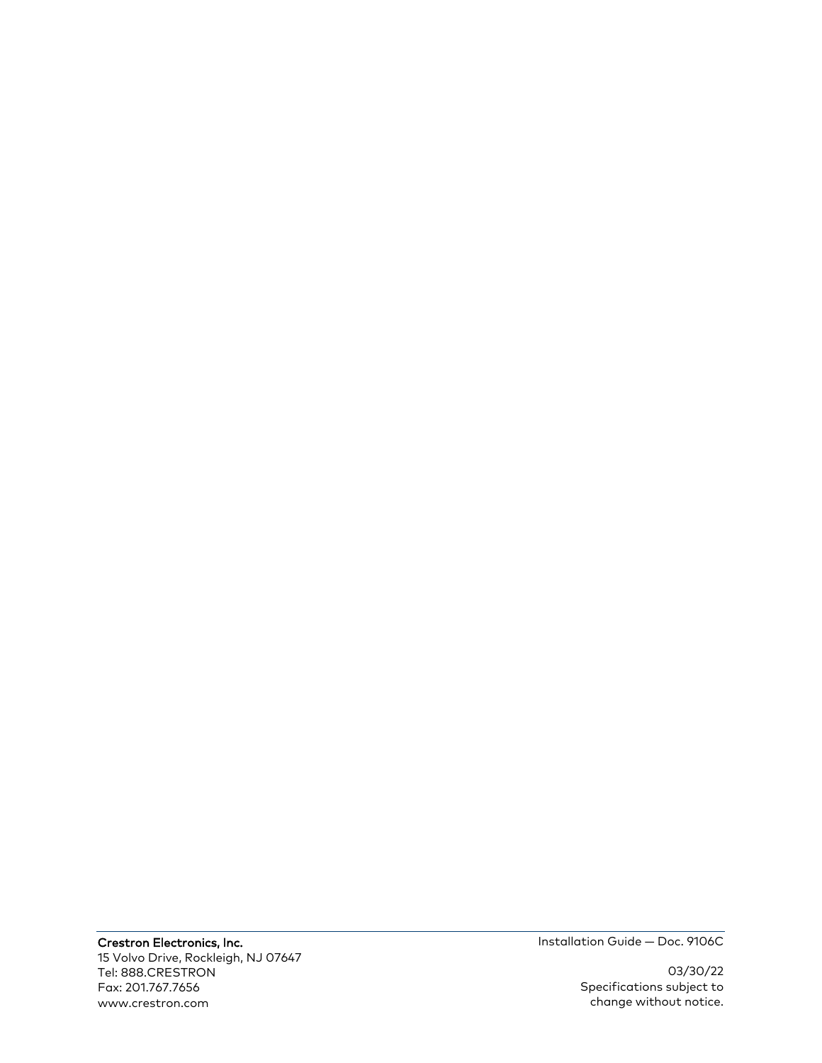**Crestron Electronics, Inc.**
15 Volvo Drive, Rockleigh, NJ 07647
Tel: 888.CRESTRON
Fax: 201.767.7656
www.crestron.com

Installation Guide — Doc. 9106C

03/30/22
Specifications subject to
change without notice.